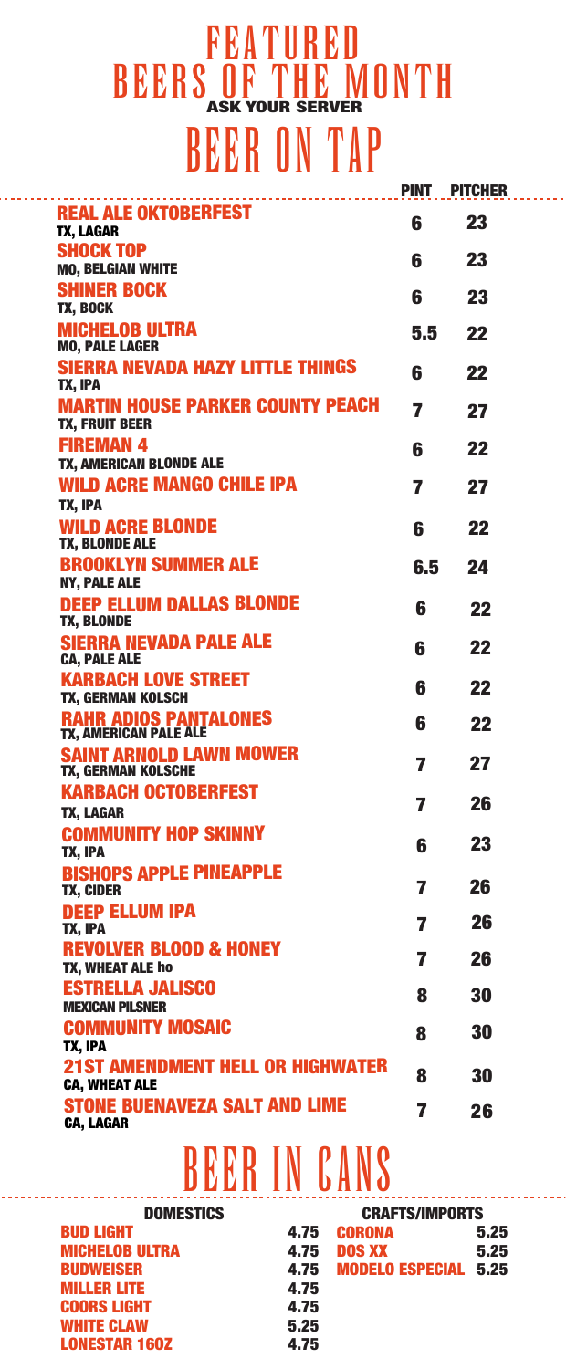# FEATURED BEERS OF THE MONTH

ASK YOUR SERVER

# BEER ON TAP

| | PINT | PITCHER |
|---|---|---|
| **REAL ALE OKTOBERFEST**<br>TX, LAGAR | 6 | 23 |
| **SHOCK TOP**<br>MO, BELGIAN WHITE | 6 | 23 |
| **SHINER BOCK**<br>TX, BOCK | 6 | 23 |
| **MICHELOB ULTRA**<br>MO, PALE LAGER | 5.5 | 22 |
| **SIERRA NEVADA HAZY LITTLE THINGS**<br>TX, IPA | 6 | 22 |
| **MARTIN HOUSE PARKER COUNTY PEACH**<br>TX, FRUIT BEER | 7 | 27 |
| **FIREMAN 4**<br>TX, AMERICAN BLONDE ALE | 6 | 22 |
| **WILD ACRE MANGO CHILE IPA**<br>TX, IPA | 7 | 27 |
| **WILD ACRE BLONDE**<br>TX, BLONDE ALE | 6 | 22 |
| **BROOKLYN SUMMER ALE**<br>NY, PALE ALE | 6.5 | 24 |
| **DEEP ELLUM DALLAS BLONDE**<br>TX, BLONDE | 6 | 22 |
| **SIERRA NEVADA PALE ALE**<br>CA, PALE ALE | 6 | 22 |
| **KARBACH LOVE STREET**<br>TX, GERMAN KOLSCH | 6 | 22 |
| **RAHR ADIOS PANTALONES**<br>TX, AMERICAN PALE ALE | 6 | 22 |
| **SAINT ARNOLD LAWN MOWER**<br>TX, GERMAN KOLSCHE | 7 | 27 |
| **KARBACH OCTOBERFEST**<br>TX, LAGAR | 7 | 26 |
| **COMMUNITY HOP SKINNY**<br>TX, IPA | 6 | 23 |
| **BISHOPS APPLE PINEAPPLE**<br>TX, CIDER | 7 | 26 |
| **DEEP ELLUM IPA**<br>TX, IPA | 7 | 26 |
| **REVOLVER BLOOD & HONEY**<br>TX, WHEAT ALE ho | 7 | 26 |
| **ESTRELLA JALISCO**<br>MEXICAN PILSNER | 8 | 30 |
| **COMMUNITY MOSAIC**<br>TX, IPA | 8 | 30 |
| **21ST AMENDMENT HELL OR HIGHWATER**<br>CA, WHEAT ALE | 8 | 30 |
| **STONE BUENAVEZA SALT AND LIME**<br>CA, LAGAR | 7 | 26 |

# BEER IN CANS

| DOMESTICS | | CRAFTS/IMPORTS | |
|---|---|---|---|
| **BUD LIGHT** | 4.75 | **CORONA** | 5.25 |
| **MICHELOB ULTRA** | 4.75 | **DOS XX** | 5.25 |
| **BUDWEISER** | 4.75 | **MODELO ESPECIAL** | 5.25 |
| **MILLER LITE** | 4.75 | | |
| **COORS LIGHT** | 4.75 | | |
| **WHITE CLAW** | 5.25 | | |
| **LONESTAR 16OZ** | 4.75 | | |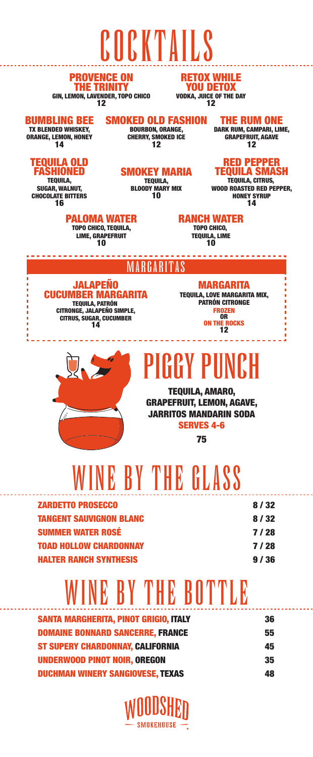# COCKTAILS

**PROVENCE ON THE TRINITY**
GIN, LEMON, LAVENDER, TOPO CHICO
12

**RETOX WHILE YOU DETOX**
VODKA, JUICE OF THE DAY
12

**BUMBLING BEE**
TX BLENDED WHISKEY, ORANGE, LEMON, HONEY
14

**SMOKED OLD FASHION**
BOURBON, ORANGE, CHERRY, SMOKED ICE
12

**THE RUM ONE**
DARK RUM, CAMPARI, LIME, GRAPEFRUIT, AGAVE
12

**TEQUILA OLD FASHIONED**
TEQUILA, SUGAR, WALNUT, CHOCOLATE BITTERS
16

**SMOKEY MARIA**
TEQUILA, BLOODY MARY MIX
10

**RED PEPPER TEQUILA SMASH**
TEQUILA, CITRUS, WOOD ROASTED RED PEPPER, HONEY SYRUP
14

**PALOMA WATER**
TOPO CHICO, TEQUILA, LIME, GRAPEFRUIT
10

**RANCH WATER**
TOPO CHICO, TEQUILA, LIME
10

## MARGARITAS

**JALAPEÑO CUCUMBER MARGARITA**
TEQUILA, PATRÓN CITRONGE, JALAPEÑO SIMPLE, CITRUS, SUGAR, CUCUMBER
14

**MARGARITA**
TEQUILA, LOVE MARGARITA MIX, PATRÓN CITRONGE
FROZEN OR ON THE ROCKS
12

# PIGGY PUNCH

TEQUILA, AMARO, GRAPEFRUIT, LEMON, AGAVE, JARRITOS MANDARIN SODA
SERVES 4-6
75

# WINE BY THE GLASS

| | |
|---|---|
| ZARDETTO PROSECCO | 8 / 32 |
| TANGENT SAUVIGNON BLANC | 8 / 32 |
| SUMMER WATER ROSÉ | 7 / 28 |
| TOAD HOLLOW CHARDONNAY | 7 / 28 |
| HALTER RANCH SYNTHESIS | 9 / 36 |

# WINE BY THE BOTTLE

| | |
|---|---|
| SANTA MARGHERITA, PINOT GRIGIO, ITALY | 36 |
| DOMAINE BONNARD SANCERRE, FRANCE | 55 |
| ST SUPERY CHARDONNAY, CALIFORNIA | 45 |
| UNDERWOOD PINOT NOIR, OREGON | 35 |
| DUCHMAN WINERY SANGIOVESE, TEXAS | 48 |

WOODSHED SMOKEHOUSE